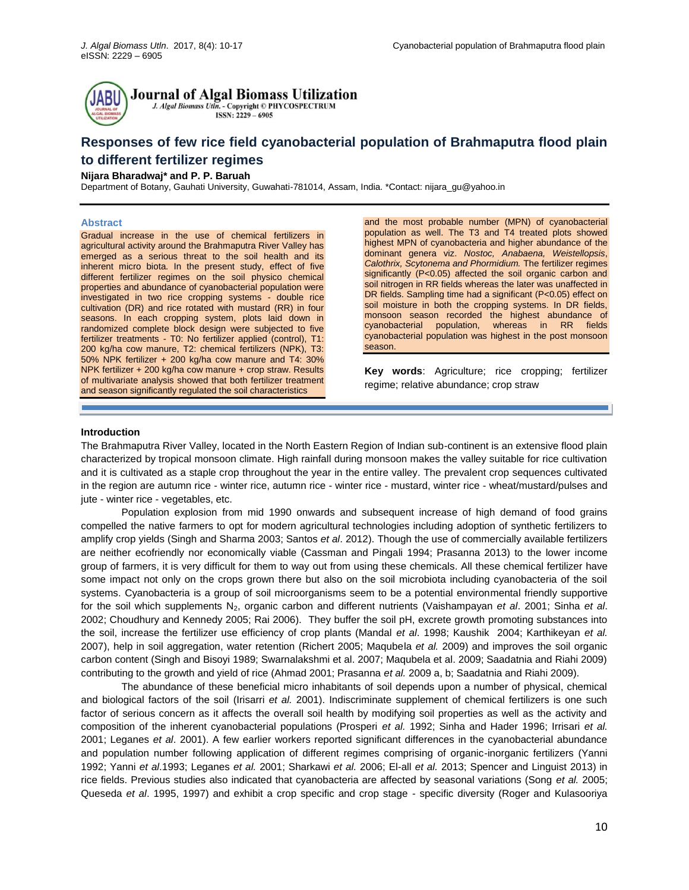Journal of Algal Biomass Utilization

J. Algal Biomass Utln. - Copyright © PHYCOSPECTRUM

ISSN: 2229 – 6905

# Responses of few rice field cyanobacterial population of Brahmaputra flood plain to different fertilizer regimes

**Nijara Bharadwaj\* and P. P. Baruah**

Department of Botany, Gauhati University, Guwahati-781014, Assam, India. \*Contact: nijara_gu@yahoo.in

## Abstract

Gradual increase in the use of chemical fertilizers in agricultural activity around the Brahmaputra River Valley has emerged as a serious threat to the soil health and its inherent micro biota. In the present study, effect of five different fertilizer regimes on the soil physico chemical properties and abundance of cyanobacterial population were investigated in two rice cropping systems - double rice cultivation (DR) and rice rotated with mustard (RR) in four seasons. In each cropping system, plots laid down in randomized complete block design were subjected to five fertilizer treatments - T0: No fertilizer applied (control), T1: 200 kg/ha cow manure, T2: chemical fertilizers (NPK), T3: 50% NPK fertilizer + 200 kg/ha cow manure and T4: 30% NPK fertilizer + 200 kg/ha cow manure + crop straw. Results of multivariate analysis showed that both fertilizer treatment and season significantly regulated the soil characteristics and the most probable number (MPN) of cyanobacterial population as well. The T3 and T4 treated plots showed highest MPN of cyanobacteria and higher abundance of the dominant genera viz. *Nostoc, Anabaena, Weistellopsis*, *Calothrix, Scytonema and Phormidium.* The fertilizer regimes significantly ($P<0.05$) affected the soil organic carbon and soil nitrogen in RR fields whereas the later was unaffected in DR fields. Sampling time had a significant ($P<0.05$) effect on soil moisture in both the cropping systems. In DR fields, monsoon season recorded the highest abundance of cyanobacterial population, whereas in RR fields cyanobacterial population was highest in the post monsoon season.

**Key words**: Agriculture; rice cropping; fertilizer regime; relative abundance; crop straw

## Introduction

The Brahmaputra River Valley, located in the North Eastern Region of Indian sub-continent is an extensive flood plain characterized by tropical monsoon climate. High rainfall during monsoon makes the valley suitable for rice cultivation and it is cultivated as a staple crop throughout the year in the entire valley. The prevalent crop sequences cultivated in the region are autumn rice - winter rice, autumn rice - winter rice - mustard, winter rice - wheat/mustard/pulses and jute - winter rice - vegetables, etc.

Population explosion from mid 1990 onwards and subsequent increase of high demand of food grains compelled the native farmers to opt for modern agricultural technologies including adoption of synthetic fertilizers to amplify crop yields (Singh and Sharma 2003; Santos *et al*. 2012). Though the use of commercially available fertilizers are neither ecofriendly nor economically viable (Cassman and Pingali 1994; Prasanna 2013) to the lower income group of farmers, it is very difficult for them to way out from using these chemicals. All these chemical fertilizer have some impact not only on the crops grown there but also on the soil microbiota including cyanobacteria of the soil systems. Cyanobacteria is a group of soil microorganisms seem to be a potential environmental friendly supportive for the soil which supplements $N_2$, organic carbon and different nutrients (Vaishampayan *et al*. 2001; Sinha *et al*. 2002; Choudhury and Kennedy 2005; Rai 2006). They buffer the soil pH, excrete growth promoting substances into the soil, increase the fertilizer use efficiency of crop plants (Mandal *et al*. 1998; Kaushik 2004; Karthikeyan *et al.* 2007), help in soil aggregation, water retention (Richert 2005; Maqubela *et al.* 2009) and improves the soil organic carbon content (Singh and Bisoyi 1989; Swarnalakshmi et al. 2007; Maqubela et al. 2009; Saadatnia and Riahi 2009) contributing to the growth and yield of rice (Ahmad 2001; Prasanna *et al.* 2009 a, b; Saadatnia and Riahi 2009).

The abundance of these beneficial micro inhabitants of soil depends upon a number of physical, chemical and biological factors of the soil (Irisarri *et al.* 2001). Indiscriminate supplement of chemical fertilizers is one such factor of serious concern as it affects the overall soil health by modifying soil properties as well as the activity and composition of the inherent cyanobacterial populations (Prosperi *et al.* 1992; Sinha and Hader 1996; Irrisari *et al.* 2001; Leganes *et al*. 2001). A few earlier workers reported significant differences in the cyanobacterial abundance and population number following application of different regimes comprising of organic-inorganic fertilizers (Yanni 1992; Yanni *et al*.1993; Leganes *et al.* 2001; Sharkawi *et al.* 2006; El-all *et al.* 2013; Spencer and Linguist 2013) in rice fields. Previous studies also indicated that cyanobacteria are affected by seasonal variations (Song *et al.* 2005; Queseda *et al*. 1995, 1997) and exhibit a crop specific and crop stage - specific diversity (Roger and Kulasooriya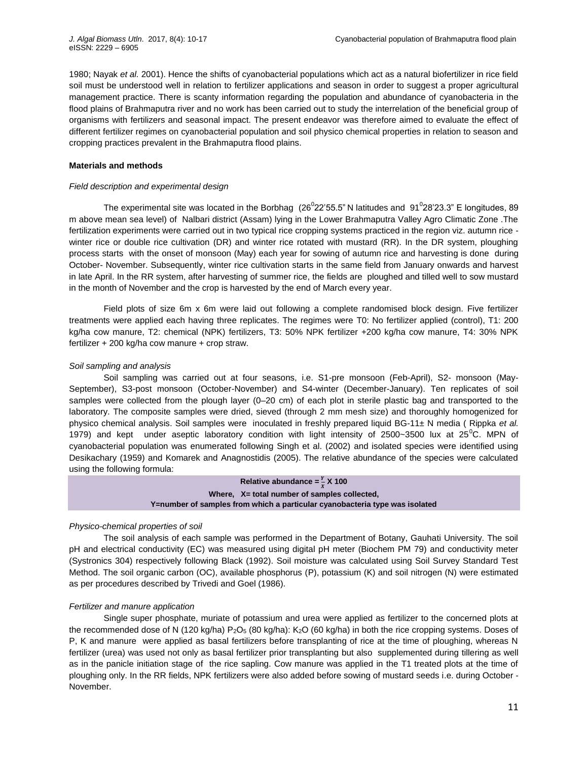1980; Nayak *et al.* 2001). Hence the shifts of cyanobacterial populations which act as a natural biofertilizer in rice field soil must be understood well in relation to fertilizer applications and season in order to suggest a proper agricultural management practice. There is scanty information regarding the population and abundance of cyanobacteria in the flood plains of Brahmaputra river and no work has been carried out to study the interrelation of the beneficial group of organisms with fertilizers and seasonal impact. The present endeavor was therefore aimed to evaluate the effect of different fertilizer regimes on cyanobacterial population and soil physico chemical properties in relation to season and cropping practices prevalent in the Brahmaputra flood plains.

**Materials and methods**

*Field description and experimental design*

The experimental site was located in the Borbhag ($26^0$22'55.5" N latitudes and $91^0$28'23.3" E longitudes, 89 m above mean sea level) of Nalbari district (Assam) lying in the Lower Brahmaputra Valley Agro Climatic Zone .The fertilization experiments were carried out in two typical rice cropping systems practiced in the region viz. autumn rice - winter rice or double rice cultivation (DR) and winter rice rotated with mustard (RR). In the DR system, ploughing process starts with the onset of monsoon (May) each year for sowing of autumn rice and harvesting is done during October- November. Subsequently, winter rice cultivation starts in the same field from January onwards and harvest in late April. In the RR system, after harvesting of summer rice, the fields are ploughed and tilled well to sow mustard in the month of November and the crop is harvested by the end of March every year.

Field plots of size 6m x 6m were laid out following a complete randomised block design. Five fertilizer treatments were applied each having three replicates. The regimes were T0: No fertilizer applied (control), T1: 200 kg/ha cow manure, T2: chemical (NPK) fertilizers, T3: 50% NPK fertilizer +200 kg/ha cow manure, T4: 30% NPK fertilizer + 200 kg/ha cow manure + crop straw.

*Soil sampling and analysis*

Soil sampling was carried out at four seasons, i.e. S1-pre monsoon (Feb-April), S2- monsoon (May-September), S3-post monsoon (October-November) and S4-winter (December-January). Ten replicates of soil samples were collected from the plough layer (0–20 cm) of each plot in sterile plastic bag and transported to the laboratory. The composite samples were dried, sieved (through 2 mm mesh size) and thoroughly homogenized for physico chemical analysis. Soil samples were inoculated in freshly prepared liquid BG-11± N media ( Rippka *et al.* 1979) and kept under aseptic laboratory condition with light intensity of 2500~3500 lux at $25^0$C. MPN of cyanobacterial population was enumerated following Singh et al. (2002) and isolated species were identified using Desikachary (1959) and Komarek and Anagnostidis (2005). The relative abundance of the species were calculated using the following formula:

$$\textbf{Relative abundance} = \frac{Y}{X} \times 100$$

**Where, X= total number of samples collected,**
**Y=number of samples from which a particular cyanobacteria type was isolated**

*Physico-chemical properties of soil*

The soil analysis of each sample was performed in the Department of Botany, Gauhati University. The soil pH and electrical conductivity (EC) was measured using digital pH meter (Biochem PM 79) and conductivity meter (Systronics 304) respectively following Black (1992). Soil moisture was calculated using Soil Survey Standard Test Method. The soil organic carbon (OC), available phosphorus (P), potassium (K) and soil nitrogen (N) were estimated as per procedures described by Trivedi and Goel (1986).

*Fertilizer and manure application*

Single super phosphate, muriate of potassium and urea were applied as fertilizer to the concerned plots at the recommended dose of N (120 kg/ha) $P_2O_5$ (80 kg/ha): $K_2O$ (60 kg/ha) in both the rice cropping systems. Doses of P, K and manure were applied as basal fertilizers before transplanting of rice at the time of ploughing, whereas N fertilizer (urea) was used not only as basal fertilizer prior transplanting but also supplemented during tillering as well as in the panicle initiation stage of the rice sapling. Cow manure was applied in the T1 treated plots at the time of ploughing only. In the RR fields, NPK fertilizers were also added before sowing of mustard seeds i.e. during October - November.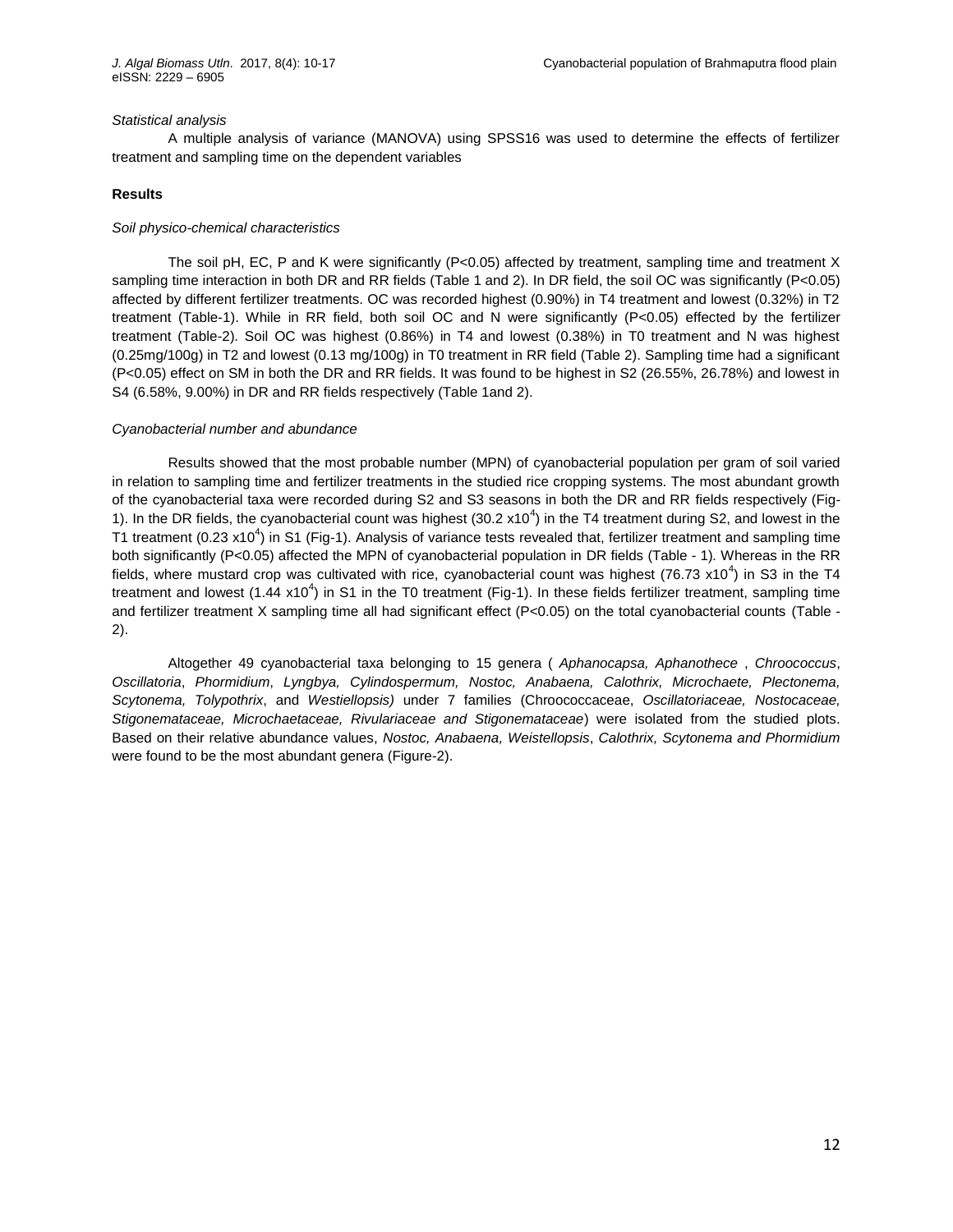*Statistical analysis*

A multiple analysis of variance (MANOVA) using SPSS16 was used to determine the effects of fertilizer treatment and sampling time on the dependent variables

## Results

*Soil physico-chemical characteristics*

The soil pH, EC, P and K were significantly ($P<0.05$) affected by treatment, sampling time and treatment X sampling time interaction in both DR and RR fields (Table 1 and 2). In DR field, the soil OC was significantly ($P<0.05$) affected by different fertilizer treatments. OC was recorded highest (0.90%) in T4 treatment and lowest (0.32%) in T2 treatment (Table-1). While in RR field, both soil OC and N were significantly ($P<0.05$) effected by the fertilizer treatment (Table-2). Soil OC was highest (0.86%) in T4 and lowest (0.38%) in T0 treatment and N was highest (0.25mg/100g) in T2 and lowest (0.13 mg/100g) in T0 treatment in RR field (Table 2). Sampling time had a significant ($P<0.05$) effect on SM in both the DR and RR fields. It was found to be highest in S2 (26.55%, 26.78%) and lowest in S4 (6.58%, 9.00%) in DR and RR fields respectively (Table 1and 2).

*Cyanobacterial number and abundance*

Results showed that the most probable number (MPN) of cyanobacterial population per gram of soil varied in relation to sampling time and fertilizer treatments in the studied rice cropping systems. The most abundant growth of the cyanobacterial taxa were recorded during S2 and S3 seasons in both the DR and RR fields respectively (Fig-1). In the DR fields, the cyanobacterial count was highest ($30.2 \times 10^4$) in the T4 treatment during S2, and lowest in the T1 treatment ($0.23 \times 10^4$) in S1 (Fig-1). Analysis of variance tests revealed that, fertilizer treatment and sampling time both significantly ($P<0.05$) affected the MPN of cyanobacterial population in DR fields (Table - 1). Whereas in the RR fields, where mustard crop was cultivated with rice, cyanobacterial count was highest ($76.73 \times 10^4$) in S3 in the T4 treatment and lowest ($1.44 \times 10^4$) in S1 in the T0 treatment (Fig-1). In these fields fertilizer treatment, sampling time and fertilizer treatment X sampling time all had significant effect ($P<0.05$) on the total cyanobacterial counts (Table - 2).

Altogether 49 cyanobacterial taxa belonging to 15 genera ( *Aphanocapsa, Aphanothece* , *Chroococcus*, *Oscillatoria*, *Phormidium*, *Lyngbya, Cylindospermum, Nostoc, Anabaena, Calothrix, Microchaete, Plectonema, Scytonema, Tolypothrix*, and *Westiellopsis)* under 7 families (Chroococcaceae, *Oscillatoriaceae, Nostocaceae, Stigonemataceae, Microchaetaceae, Rivulariaceae and Stigonemataceae*) were isolated from the studied plots. Based on their relative abundance values, *Nostoc, Anabaena, Weistellopsis*, *Calothrix, Scytonema and Phormidium* were found to be the most abundant genera (Figure-2).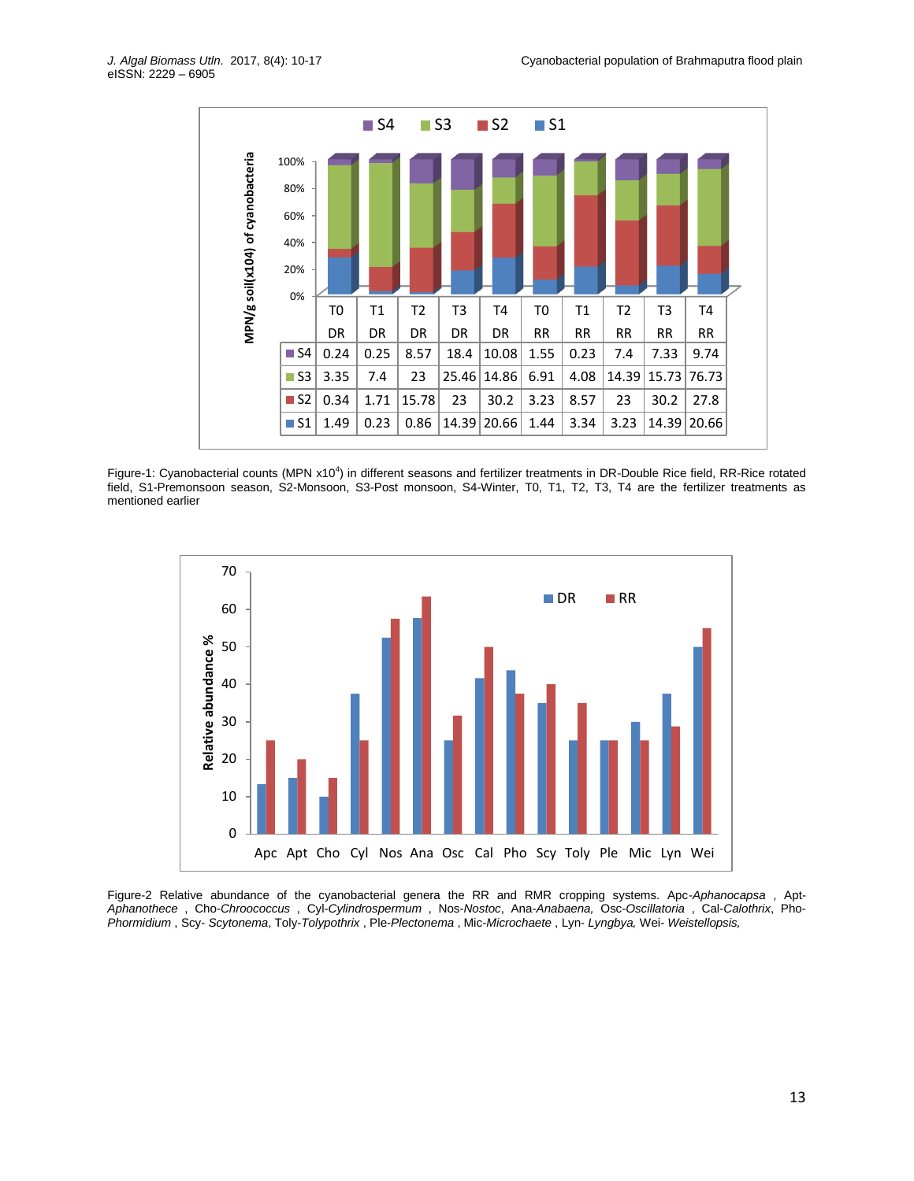| | T0 DR | T1 DR | T2 DR | T3 DR | T4 DR | T0 RR | T1 RR | T2 RR | T3 RR | T4 RR |
|---|---|---|---|---|---|---|---|---|---|---|
| S4 | 0.24 | 0.25 | 8.57 | 18.4 | 10.08 | 1.55 | 0.23 | 7.4 | 7.33 | 9.74 |
| S3 | 3.35 | 7.4 | 23 | 25.46 | 14.86 | 6.91 | 4.08 | 14.39 | 15.73 | 76.73 |
| S2 | 0.34 | 1.71 | 15.78 | 23 | 30.2 | 3.23 | 8.57 | 23 | 30.2 | 27.8 |
| S1 | 1.49 | 0.23 | 0.86 | 14.39 | 20.66 | 1.44 | 3.34 | 3.23 | 14.39 | 20.66 |

Figure-1: Cyanobacterial counts (MPN x10[4]) in different seasons and fertilizer treatments in DR-Double Rice field, RR-Rice rotated field, S1-Premonsoon season, S2-Monsoon, S3-Post monsoon, S4-Winter, T0, T1, T2, T3, T4 are the fertilizer treatments as mentioned earlier

Figure-2 Relative abundance of the cyanobacterial genera the RR and RMR cropping systems. Apc-*Aphanocapsa* , Apt-*Aphanothece* , Cho-*Chroococcus* , Cyl-*Cylindrospermum* , Nos-*Nostoc*, Ana-*Anabaena,* Osc-*Oscillatoria* , Cal-*Calothrix*, Pho-*Phormidium* , Scy- *Scytonema*, Toly-*Tolypothrix* , Ple-*Plectonema* , Mic-*Microchaete* , Lyn- *Lyngbya,* Wei- *Weistellopsis,*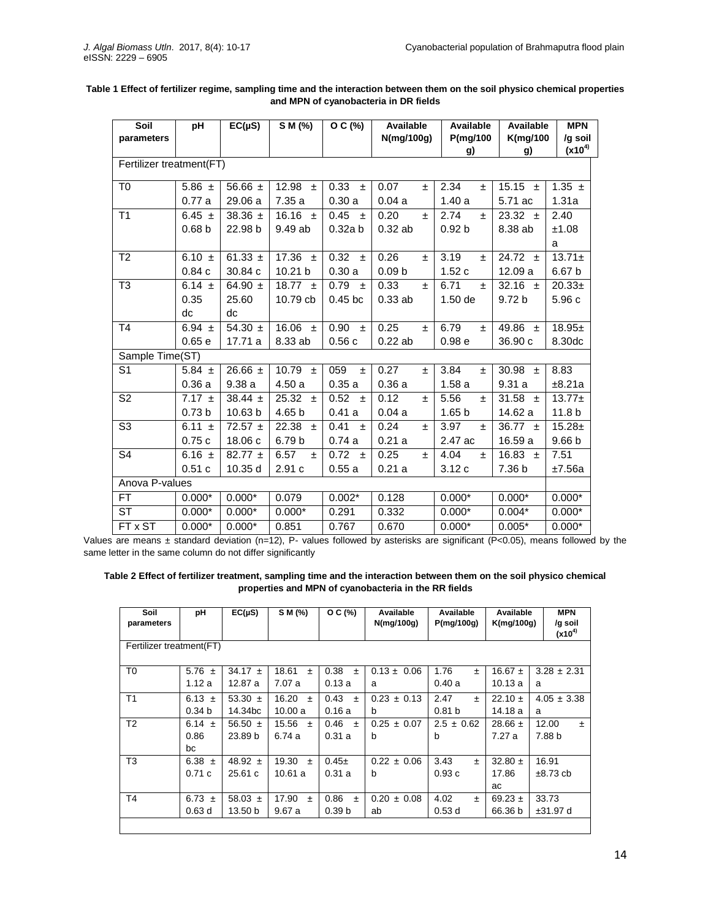**Table 1 Effect of fertilizer regime, sampling time and the interaction between them on the soil physico chemical properties and MPN of cyanobacteria in DR fields**

| Soil parameters | pH | EC(μS) | S M (%) | O C (%) | Available N(mg/100g) | Available P(mg/100 g) | Available K(mg/100 g) | MPN /g soil $(x10^{4})$ |
|---|---|---|---|---|---|---|---|---|
| Fertilizer treatment(FT) | | | | | | | | |
| T0 | 5.86 ± 0.77 a | 56.66 ± 29.06 a | 12.98 ± 7.35 a | 0.33 ± 0.30 a | 0.07 ± 0.04 a | 2.34 ± 1.40 a | 15.15 ± 5.71 ac | 1.35 ± 1.31a |
| T1 | 6.45 ± 0.68 b | 38.36 ± 22.98 b | 16.16 ± 9.49 ab | 0.45 ± 0.32a b | 0.20 ± 0.32 ab | 2.74 ± 0.92 b | 23.32 ± 8.38 ab | 2.40 ±1.08 a |
| T2 | 6.10 ± 0.84 c | 61.33 ± 30.84 c | 17.36 ± 10.21 b | 0.32 ± 0.30 a | 0.26 ± 0.09 b | 3.19 ± 1.52 c | 24.72 ± 12.09 a | 13.71± 6.67 b |
| T3 | 6.14 ± 0.35 dc | 64.90 ± 25.60 dc | 18.77 ± 10.79 cb | 0.79 ± 0.45 bc | 0.33 ± 0.33 ab | 6.71 ± 1.50 de | 32.16 ± 9.72 b | 20.33± 5.96 c |
| T4 | 6.94 ± 0.65 e | 54.30 ± 17.71 a | 16.06 ± 8.33 ab | 0.90 ± 0.56 c | 0.25 ± 0.22 ab | 6.79 ± 0.98 e | 49.86 ± 36.90 c | 18.95± 8.30dc |
| Sample Time(ST) | | | | | | | | |
| S1 | 5.84 ± 0.36 a | 26.66 ± 9.38 a | 10.79 ± 4.50 a | 059 ± 0.35 a | 0.27 ± 0.36 a | 3.84 ± 1.58 a | 30.98 ± 9.31 a | 8.83 ±8.21a |
| S2 | 7.17 ± 0.73 b | 38.44 ± 10.63 b | 25.32 ± 4.65 b | 0.52 ± 0.41 a | 0.12 ± 0.04 a | 5.56 ± 1.65 b | 31.58 ± 14.62 a | 13.77± 11.8 b |
| S3 | 6.11 ± 0.75 c | 72.57 ± 18.06 c | 22.38 ± 6.79 b | 0.41 ± 0.74 a | 0.24 ± 0.21 a | 3.97 ± 2.47 ac | 36.77 ± 16.59 a | 15.28± 9.66 b |
| S4 | 6.16 ± 0.51 c | 82.77 ± 10.35 d | 6.57 ± 2.91 c | 0.72 ± 0.55 a | 0.25 ± 0.21 a | 4.04 ± 3.12 c | 16.83 ± 7.36 b | 7.51 ±7.56a |
| Anova P-values | | | | | | | | |
| FT | 0.000* | 0.000* | 0.079 | 0.002* | 0.128 | 0.000* | 0.000* | 0.000* |
| ST | 0.000* | 0.000* | 0.000* | 0.291 | 0.332 | 0.000* | 0.004* | 0.000* |
| FT x ST | 0.000* | 0.000* | 0.851 | 0.767 | 0.670 | 0.000* | 0.005* | 0.000* |

Values are means ± standard deviation (n=12), P- values followed by asterisks are significant (P<0.05), means followed by the same letter in the same column do not differ significantly

**Table 2 Effect of fertilizer treatment, sampling time and the interaction between them on the soil physico chemical properties and MPN of cyanobacteria in the RR fields**

| Soil parameters | pH | EC(μS) | S M (%) | O C (%) | Available N(mg/100g) | Available P(mg/100g) | Available K(mg/100g) | MPN /g soil $(x10^{4})$ |
|---|---|---|---|---|---|---|---|---|
| Fertilizer treatment(FT) | | | | | | | | |
| T0 | 5.76 ± 1.12 a | 34.17 ± 12.87 a | 18.61 ± 7.07 a | 0.38 ± 0.13 a | 0.13 ± 0.06 a | 1.76 ± 0.40 a | 16.67 ± 10.13 a | 3.28 ± 2.31 a |
| T1 | 6.13 ± 0.34 b | 53.30 ± 14.34bc | 16.20 ± 10.00 a | 0.43 ± 0.16 a | 0.23 ± 0.13 b | 2.47 ± 0.81 b | 22.10 ± 14.18 a | 4.05 ± 3.38 a |
| T2 | 6.14 ± 0.86 bc | 56.50 ± 23.89 b | 15.56 ± 6.74 a | 0.46 ± 0.31 a | 0.25 ± 0.07 b | 2.5 ± 0.62 b | 28.66 ± 7.27 a | 12.00 ± 7.88 b |
| T3 | 6.38 ± 0.71 c | 48.92 ± 25.61 c | 19.30 ± 10.61 a | 0.45± 0.31 a | 0.22 ± 0.06 b | 3.43 ± 0.93 c | 32.80 ± 17.86 ac | 16.91 ±8.73 cb |
| T4 | 6.73 ± 0.63 d | 58.03 ± 13.50 b | 17.90 ± 9.67 a | 0.86 ± 0.39 b | 0.20 ± 0.08 ab | 4.02 ± 0.53 d | 69.23 ± 66.36 b | 33.73 ±31.97 d |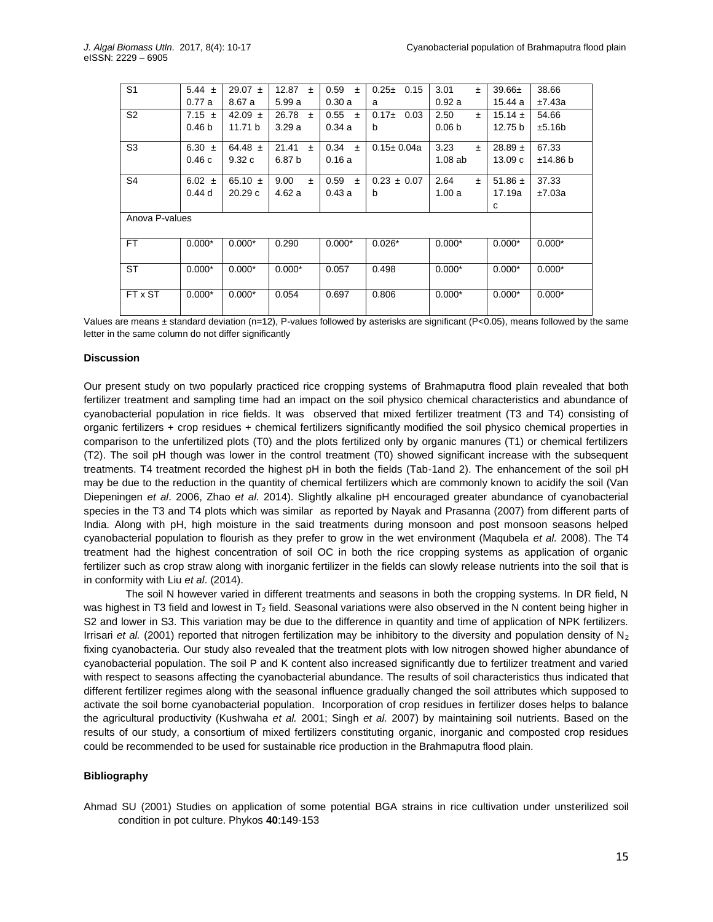| S1 | 5.44 ± 0.77 a | 29.07 ± 8.67 a | 12.87 ± 5.99 a | 0.59 ± 0.30 a | 0.25± 0.15 a | 3.01 ± 0.92 a | 39.66± 15.44 a | 38.66 ±7.43a |
|---|---|---|---|---|---|---|---|---|
| S2 | 7.15 ± 0.46 b | 42.09 ± 11.71 b | 26.78 ± 3.29 a | 0.55 ± 0.34 a | 0.17± 0.03 b | 2.50 ± 0.06 b | 15.14 ± 12.75 b | 54.66 ±5.16b |
| S3 | 6.30 ± 0.46 c | 64.48 ± 9.32 c | 21.41 ± 6.87 b | 0.34 ± 0.16 a | 0.15± 0.04a | 3.23 ± 1.08 ab | 28.89 ± 13.09 c | 67.33 ±14.86 b |
| S4 | 6.02 ± 0.44 d | 65.10 ± 20.29 c | 9.00 ± 4.62 a | 0.59 ± 0.43 a | 0.23 ± 0.07 b | 2.64 ± 1.00 a | 51.86 ± 17.19a c | 37.33 ±7.03a |
| Anova P-values | | | | | | | | |
| FT | 0.000* | 0.000* | 0.290 | 0.000* | 0.026* | 0.000* | 0.000* | 0.000* |
| ST | 0.000* | 0.000* | 0.000* | 0.057 | 0.498 | 0.000* | 0.000* | 0.000* |
| FT x ST | 0.000* | 0.000* | 0.054 | 0.697 | 0.806 | 0.000* | 0.000* | 0.000* |

Values are means ± standard deviation (n=12), P-values followed by asterisks are significant ($P<0.05$), means followed by the same letter in the same column do not differ significantly

**Discussion**

Our present study on two popularly practiced rice cropping systems of Brahmaputra flood plain revealed that both fertilizer treatment and sampling time had an impact on the soil physico chemical characteristics and abundance of cyanobacterial population in rice fields. It was observed that mixed fertilizer treatment (T3 and T4) consisting of organic fertilizers + crop residues + chemical fertilizers significantly modified the soil physico chemical properties in comparison to the unfertilized plots (T0) and the plots fertilized only by organic manures (T1) or chemical fertilizers (T2). The soil pH though was lower in the control treatment (T0) showed significant increase with the subsequent treatments. T4 treatment recorded the highest pH in both the fields (Tab-1and 2). The enhancement of the soil pH may be due to the reduction in the quantity of chemical fertilizers which are commonly known to acidify the soil (Van Diepeningen *et al*. 2006, Zhao *et al.* 2014). Slightly alkaline pH encouraged greater abundance of cyanobacterial species in the T3 and T4 plots which was similar as reported by Nayak and Prasanna (2007) from different parts of India. Along with pH, high moisture in the said treatments during monsoon and post monsoon seasons helped cyanobacterial population to flourish as they prefer to grow in the wet environment (Maqubela *et al.* 2008). The T4 treatment had the highest concentration of soil OC in both the rice cropping systems as application of organic fertilizer such as crop straw along with inorganic fertilizer in the fields can slowly release nutrients into the soil that is in conformity with Liu *et al*. (2014).

The soil N however varied in different treatments and seasons in both the cropping systems. In DR field, N was highest in T3 field and lowest in $T_2$ field. Seasonal variations were also observed in the N content being higher in S2 and lower in S3. This variation may be due to the difference in quantity and time of application of NPK fertilizers. Irrisari *et al.* (2001) reported that nitrogen fertilization may be inhibitory to the diversity and population density of $N_2$ fixing cyanobacteria. Our study also revealed that the treatment plots with low nitrogen showed higher abundance of cyanobacterial population. The soil P and K content also increased significantly due to fertilizer treatment and varied with respect to seasons affecting the cyanobacterial abundance. The results of soil characteristics thus indicated that different fertilizer regimes along with the seasonal influence gradually changed the soil attributes which supposed to activate the soil borne cyanobacterial population. Incorporation of crop residues in fertilizer doses helps to balance the agricultural productivity (Kushwaha *et al.* 2001; Singh *et al.* 2007) by maintaining soil nutrients. Based on the results of our study, a consortium of mixed fertilizers constituting organic, inorganic and composted crop residues could be recommended to be used for sustainable rice production in the Brahmaputra flood plain.

**Bibliography**

Ahmad SU (2001) Studies on application of some potential BGA strains in rice cultivation under unsterilized soil condition in pot culture. Phykos **40**:149-153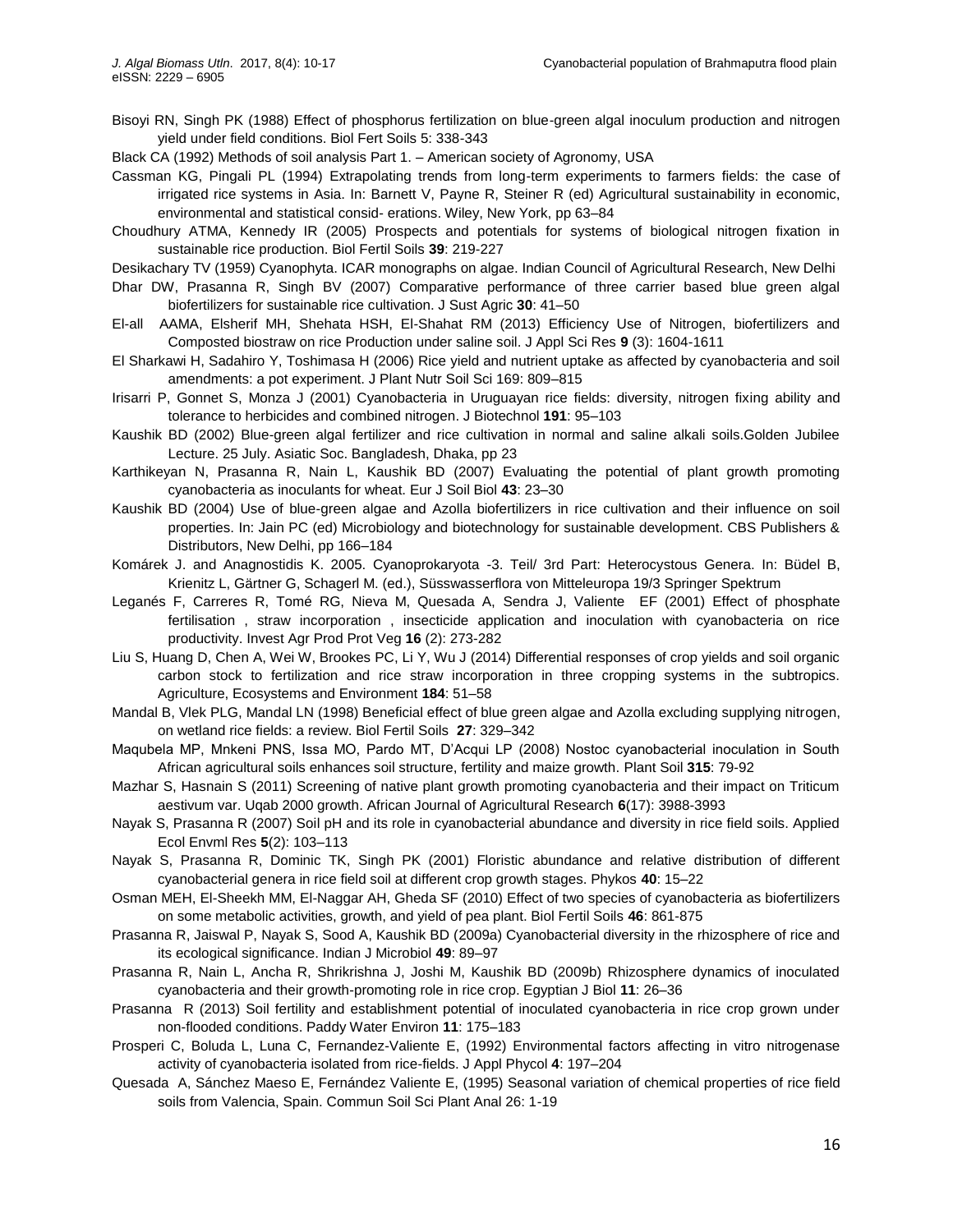Bisoyi RN, Singh PK (1988) Effect of phosphorus fertilization on blue-green algal inoculum production and nitrogen yield under field conditions. Biol Fert Soils 5: 338-343

Black CA (1992) Methods of soil analysis Part 1. – American society of Agronomy, USA

Cassman KG, Pingali PL (1994) Extrapolating trends from long-term experiments to farmers fields: the case of irrigated rice systems in Asia. In: Barnett V, Payne R, Steiner R (ed) Agricultural sustainability in economic, environmental and statistical consid- erations. Wiley, New York, pp 63–84

Choudhury ATMA, Kennedy IR (2005) Prospects and potentials for systems of biological nitrogen fixation in sustainable rice production. Biol Fertil Soils **39**: 219-227

Desikachary TV (1959) Cyanophyta. ICAR monographs on algae. Indian Council of Agricultural Research, New Delhi

Dhar DW, Prasanna R, Singh BV (2007) Comparative performance of three carrier based blue green algal biofertilizers for sustainable rice cultivation. J Sust Agric **30**: 41–50

El-all AAMA, Elsherif MH, Shehata HSH, El-Shahat RM (2013) Efficiency Use of Nitrogen, biofertilizers and Composted biostraw on rice Production under saline soil. J Appl Sci Res **9** (3): 1604-1611

El Sharkawi H, Sadahiro Y, Toshimasa H (2006) Rice yield and nutrient uptake as affected by cyanobacteria and soil amendments: a pot experiment. J Plant Nutr Soil Sci 169: 809–815

Irisarri P, Gonnet S, Monza J (2001) Cyanobacteria in Uruguayan rice fields: diversity, nitrogen fixing ability and tolerance to herbicides and combined nitrogen. J Biotechnol **191**: 95–103

Kaushik BD (2002) Blue-green algal fertilizer and rice cultivation in normal and saline alkali soils.Golden Jubilee Lecture. 25 July. Asiatic Soc. Bangladesh, Dhaka, pp 23

Karthikeyan N, Prasanna R, Nain L, Kaushik BD (2007) Evaluating the potential of plant growth promoting cyanobacteria as inoculants for wheat. Eur J Soil Biol **43**: 23–30

Kaushik BD (2004) Use of blue-green algae and Azolla biofertilizers in rice cultivation and their influence on soil properties. In: Jain PC (ed) Microbiology and biotechnology for sustainable development. CBS Publishers & Distributors, New Delhi, pp 166–184

Komárek J. and Anagnostidis K. 2005. Cyanoprokaryota -3. Teil/ 3rd Part: Heterocystous Genera. In: Büdel B, Krienitz L, Gärtner G, Schagerl M. (ed.), Süsswasserflora von Mitteleuropa 19/3 Springer Spektrum

Leganés F, Carreres R, Tomé RG, Nieva M, Quesada A, Sendra J, Valiente EF (2001) Effect of phosphate fertilisation , straw incorporation , insecticide application and inoculation with cyanobacteria on rice productivity. Invest Agr Prod Prot Veg **16** (2): 273-282

Liu S, Huang D, Chen A, Wei W, Brookes PC, Li Y, Wu J (2014) Differential responses of crop yields and soil organic carbon stock to fertilization and rice straw incorporation in three cropping systems in the subtropics. Agriculture, Ecosystems and Environment **184**: 51–58

Mandal B, Vlek PLG, Mandal LN (1998) Beneficial effect of blue green algae and Azolla excluding supplying nitrogen, on wetland rice fields: a review. Biol Fertil Soils **27**: 329–342

Maqubela MP, Mnkeni PNS, Issa MO, Pardo MT, D'Acqui LP (2008) Nostoc cyanobacterial inoculation in South African agricultural soils enhances soil structure, fertility and maize growth. Plant Soil **315**: 79-92

Mazhar S, Hasnain S (2011) Screening of native plant growth promoting cyanobacteria and their impact on Triticum aestivum var. Uqab 2000 growth. African Journal of Agricultural Research **6**(17): 3988-3993

Nayak S, Prasanna R (2007) Soil pH and its role in cyanobacterial abundance and diversity in rice field soils. Applied Ecol Envml Res **5**(2): 103–113

Nayak S, Prasanna R, Dominic TK, Singh PK (2001) Floristic abundance and relative distribution of different cyanobacterial genera in rice field soil at different crop growth stages. Phykos **40**: 15–22

Osman MEH, El-Sheekh MM, El-Naggar AH, Gheda SF (2010) Effect of two species of cyanobacteria as biofertilizers on some metabolic activities, growth, and yield of pea plant. Biol Fertil Soils **46**: 861-875

Prasanna R, Jaiswal P, Nayak S, Sood A, Kaushik BD (2009a) Cyanobacterial diversity in the rhizosphere of rice and its ecological significance. Indian J Microbiol **49**: 89–97

Prasanna R, Nain L, Ancha R, Shrikrishna J, Joshi M, Kaushik BD (2009b) Rhizosphere dynamics of inoculated cyanobacteria and their growth-promoting role in rice crop. Egyptian J Biol **11**: 26–36

Prasanna R (2013) Soil fertility and establishment potential of inoculated cyanobacteria in rice crop grown under non-flooded conditions. Paddy Water Environ **11**: 175–183

Prosperi C, Boluda L, Luna C, Fernandez-Valiente E, (1992) Environmental factors affecting in vitro nitrogenase activity of cyanobacteria isolated from rice-fields. J Appl Phycol **4**: 197–204

Quesada A, Sánchez Maeso E, Fernández Valiente E, (1995) Seasonal variation of chemical properties of rice field soils from Valencia, Spain. Commun Soil Sci Plant Anal 26: 1-19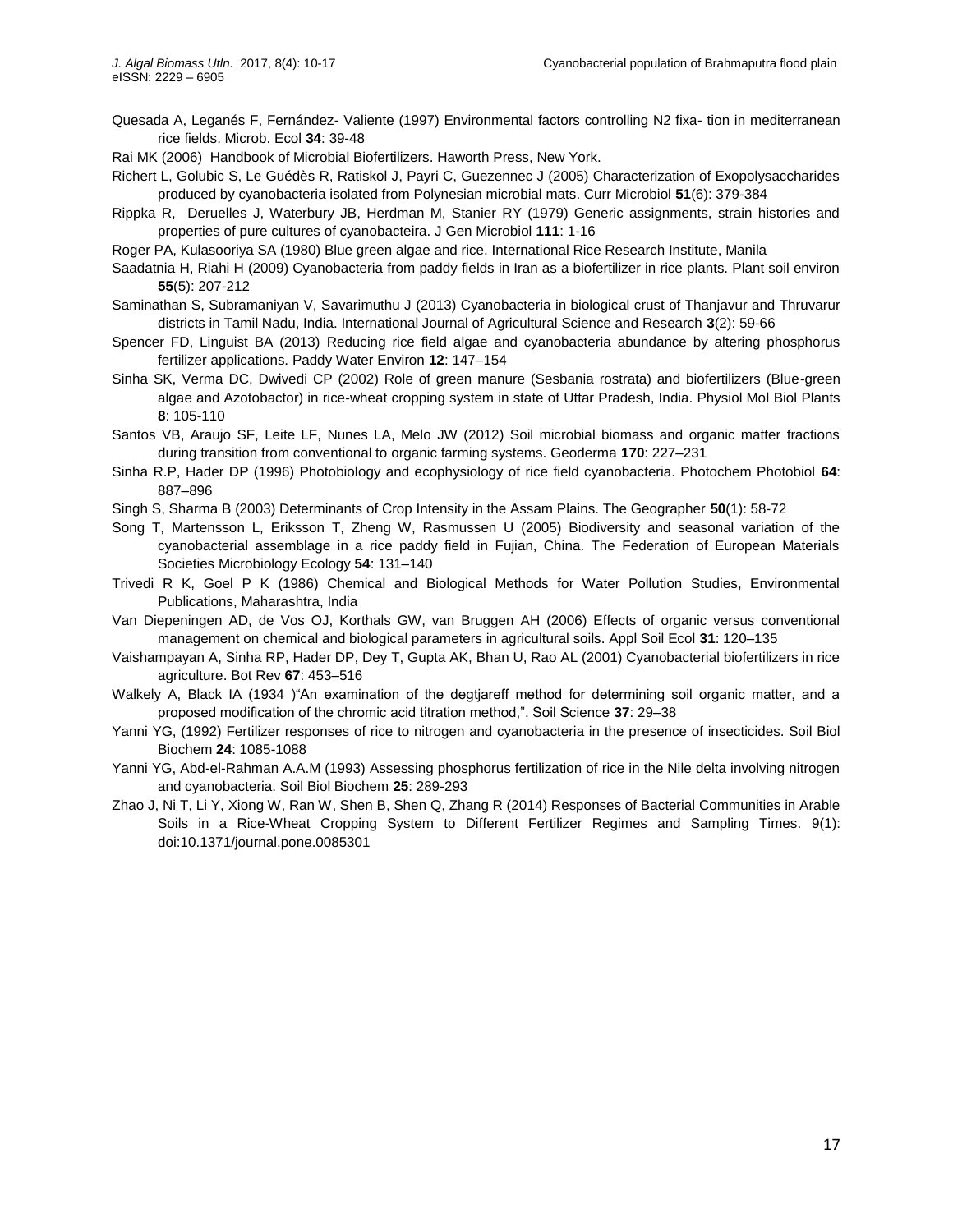Quesada A, Leganés F, Fernández- Valiente (1997) Environmental factors controlling N2 fixa- tion in mediterranean rice fields. Microb. Ecol **34**: 39-48

Rai MK (2006) Handbook of Microbial Biofertilizers. Haworth Press, New York.

Richert L, Golubic S, Le Guédès R, Ratiskol J, Payri C, Guezennec J (2005) Characterization of Exopolysaccharides produced by cyanobacteria isolated from Polynesian microbial mats. Curr Microbiol **51**(6): 379-384

Rippka R, Deruelles J, Waterbury JB, Herdman M, Stanier RY (1979) Generic assignments, strain histories and properties of pure cultures of cyanobacteira. J Gen Microbiol **111**: 1-16

Roger PA, Kulasooriya SA (1980) Blue green algae and rice. International Rice Research Institute, Manila

Saadatnia H, Riahi H (2009) Cyanobacteria from paddy fields in Iran as a biofertilizer in rice plants. Plant soil environ **55**(5): 207-212

Saminathan S, Subramaniyan V, Savarimuthu J (2013) Cyanobacteria in biological crust of Thanjavur and Thruvarur districts in Tamil Nadu, India. International Journal of Agricultural Science and Research **3**(2): 59-66

Spencer FD, Linguist BA (2013) Reducing rice field algae and cyanobacteria abundance by altering phosphorus fertilizer applications. Paddy Water Environ **12**: 147–154

Sinha SK, Verma DC, Dwivedi CP (2002) Role of green manure (Sesbania rostrata) and biofertilizers (Blue-green algae and Azotobactor) in rice-wheat cropping system in state of Uttar Pradesh, India. Physiol Mol Biol Plants **8**: 105-110

Santos VB, Araujo SF, Leite LF, Nunes LA, Melo JW (2012) Soil microbial biomass and organic matter fractions during transition from conventional to organic farming systems. Geoderma **170**: 227–231

Sinha R.P, Hader DP (1996) Photobiology and ecophysiology of rice field cyanobacteria. Photochem Photobiol **64**: 887–896

Singh S, Sharma B (2003) Determinants of Crop Intensity in the Assam Plains. The Geographer **50**(1): 58-72

Song T, Martensson L, Eriksson T, Zheng W, Rasmussen U (2005) Biodiversity and seasonal variation of the cyanobacterial assemblage in a rice paddy field in Fujian, China. The Federation of European Materials Societies Microbiology Ecology **54**: 131–140

Trivedi R K, Goel P K (1986) Chemical and Biological Methods for Water Pollution Studies, Environmental Publications, Maharashtra, India

Van Diepeningen AD, de Vos OJ, Korthals GW, van Bruggen AH (2006) Effects of organic versus conventional management on chemical and biological parameters in agricultural soils. Appl Soil Ecol **31**: 120–135

Vaishampayan A, Sinha RP, Hader DP, Dey T, Gupta AK, Bhan U, Rao AL (2001) Cyanobacterial biofertilizers in rice agriculture. Bot Rev **67**: 453–516

Walkely A, Black IA (1934 )"An examination of the degtjareff method for determining soil organic matter, and a proposed modification of the chromic acid titration method,". Soil Science **37**: 29–38

Yanni YG, (1992) Fertilizer responses of rice to nitrogen and cyanobacteria in the presence of insecticides. Soil Biol Biochem **24**: 1085-1088

Yanni YG, Abd-el-Rahman A.A.M (1993) Assessing phosphorus fertilization of rice in the Nile delta involving nitrogen and cyanobacteria. Soil Biol Biochem **25**: 289-293

Zhao J, Ni T, Li Y, Xiong W, Ran W, Shen B, Shen Q, Zhang R (2014) Responses of Bacterial Communities in Arable Soils in a Rice-Wheat Cropping System to Different Fertilizer Regimes and Sampling Times. 9(1): doi:10.1371/journal.pone.0085301